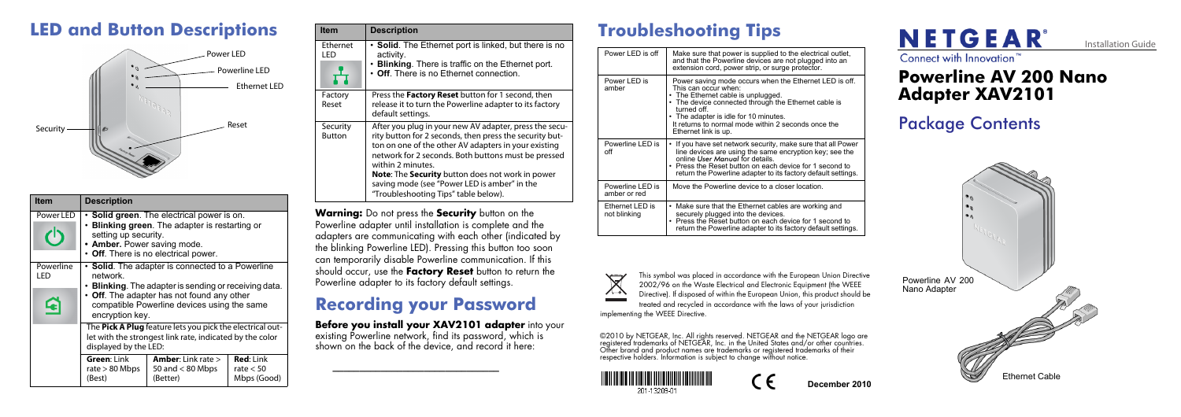# LED and Button Descriptions

Power LED
Powerline LED
Ethernet LED
Security
Reset

| Item | Description |
|---|---|
| Power LED | • **Solid green**. The electrical power is on.<br>• **Blinking green**. The adapter is restarting or setting up security.<br>• **Amber.** Power saving mode.<br>• **Off**. There is no electrical power. |
| Powerline LED | • **Solid**. The adapter is connected to a Powerline network.<br>• **Blinking**. The adapter is sending or receiving data.<br>• **Off**. The adapter has not found any other compatible Powerline devices using the same encryption key.<br><br>The **Pick A Plug** feature lets you pick the electrical outlet with the strongest link rate, indicated by the color displayed by the LED:<br>**Green**: Link rate > 80 Mbps (Best)<br>**Amber**: Link rate > 50 and < 80 Mbps (Better)<br>**Red**: Link rate < 50 Mbps (Good) |

| Item | Description |
|---|---|
| Ethernet LED | • **Solid**. The Ethernet port is linked, but there is no activity.<br>• **Blinking**. There is traffic on the Ethernet port.<br>• **Off**. There is no Ethernet connection. |
| Factory Reset | Press the **Factory Reset** button for 1 second, then release it to turn the Powerline adapter to its factory default settings. |
| Security Button | After you plug in your new AV adapter, press the security button for 2 seconds, then press the security button on one of the other AV adapters in your existing network for 2 seconds. Both buttons must be pressed within 2 minutes.<br>**Note**: The **Security** button does not work in power saving mode (see "Power LED is amber" in the "Troubleshooting Tips" table below). |

**Warning:** Do not press the **Security** button on the Powerline adapter until installation is complete and the adapters are communicating with each other (indicated by the blinking Powerline LED). Pressing this button too soon can temporarily disable Powerline communication. If this should occur, use the **Factory Reset** button to return the Powerline adapter to its factory default settings.

# Recording your Password

**Before you install your XAV2101 adapter** into your existing Powerline network, find its password, which is shown on the back of the device, and record it here:

\_\_\_\_\_\_\_\_\_\_\_\_\_\_\_\_\_\_\_\_\_\_\_\_\_\_\_\_\_\_

# Troubleshooting Tips

| | |
|---|---|
| Power LED is off | Make sure that power is supplied to the electrical outlet, and that the Powerline devices are not plugged into an extension cord, power strip, or surge protector. |
| Power LED is amber | Power saving mode occurs when the Ethernet LED is off. This can occur when:<br>• The Ethernet cable is unplugged.<br>• The device connected through the Ethernet cable is turned off.<br>• The adapter is idle for 10 minutes.<br>It returns to normal mode within 2 seconds once the Ethernet link is up. |
| Powerline LED is off | • If you have set network security, make sure that all Power line devices are using the same encryption key; see the online *User Manual* for details.<br>• Press the Reset button on each device for 1 second to return the Powerline adapter to its factory default settings. |
| Powerline LED is amber or red | Move the Powerline device to a closer location. |
| Ethernet LED is not blinking | • Make sure that the Ethernet cables are working and securely plugged into the devices.<br>• Press the Reset button on each device for 1 second to return the Powerline adapter to its factory default settings. |

This symbol was placed in accordance with the European Union Directive 2002/96 on the Waste Electrical and Electronic Equipment (the WEEE Directive). If disposed of within the European Union, this product should be treated and recycled in accordance with the laws of your jurisdiction implementing the WEEE Directive.

©2010 by NETGEAR, Inc. All rights reserved. NETGEAR and the NETGEAR logo are registered trademarks of NETGEAR, Inc. in the United States and/or other countries. Other brand and product names are trademarks or registered trademarks of their respective holders. Information is subject to change without notice.

201-13209-01

December 2010

NETGEAR®
Connect with Innovation™

Installation Guide

# Powerline AV 200 Nano Adapter XAV2101

## Package Contents

Powerline AV 200 Nano Adapter

Ethernet Cable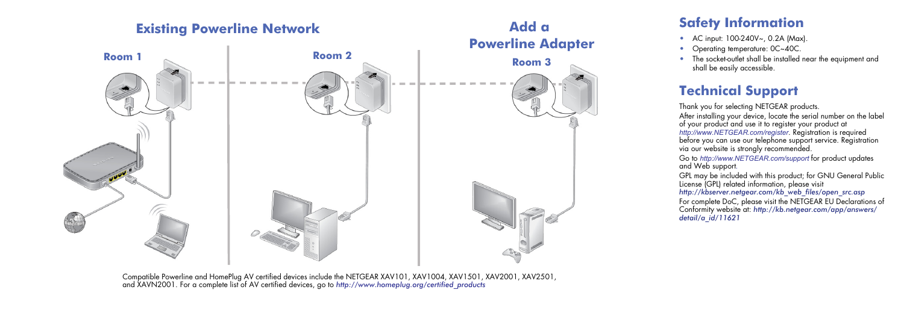## Existing Powerline Network

**Room 1**

**Room 2**

## Add a Powerline Adapter

**Room 3**

Compatible Powerline and HomePlug AV certified devices include the NETGEAR XAV101, XAV1004, XAV1501, XAV2001, XAV2501, and XAVN2001. For a complete list of AV certified devices, go to *http://www.homeplug.org/certified_products*

## Safety Information

- AC input: 100-240V~, 0.2A (Max).
- Operating temperature: 0C~40C.
- The socket-outlet shall be installed near the equipment and shall be easily accessible.

## Technical Support

Thank you for selecting NETGEAR products.

After installing your device, locate the serial number on the label of your product and use it to register your product at *http://www.NETGEAR.com/register*. Registration is required before you can use our telephone support service. Registration via our website is strongly recommended.

Go to *http://www.NETGEAR.com/support* for product updates and Web support.

GPL may be included with this product; for GNU General Public License (GPL) related information, please visit *http://kbserver.netgear.com/kb_web_files/open_src.asp*

For complete DoC, please visit the NETGEAR EU Declarations of Conformity website at: *http://kb.netgear.com/app/answers/detail/a_id/11621*